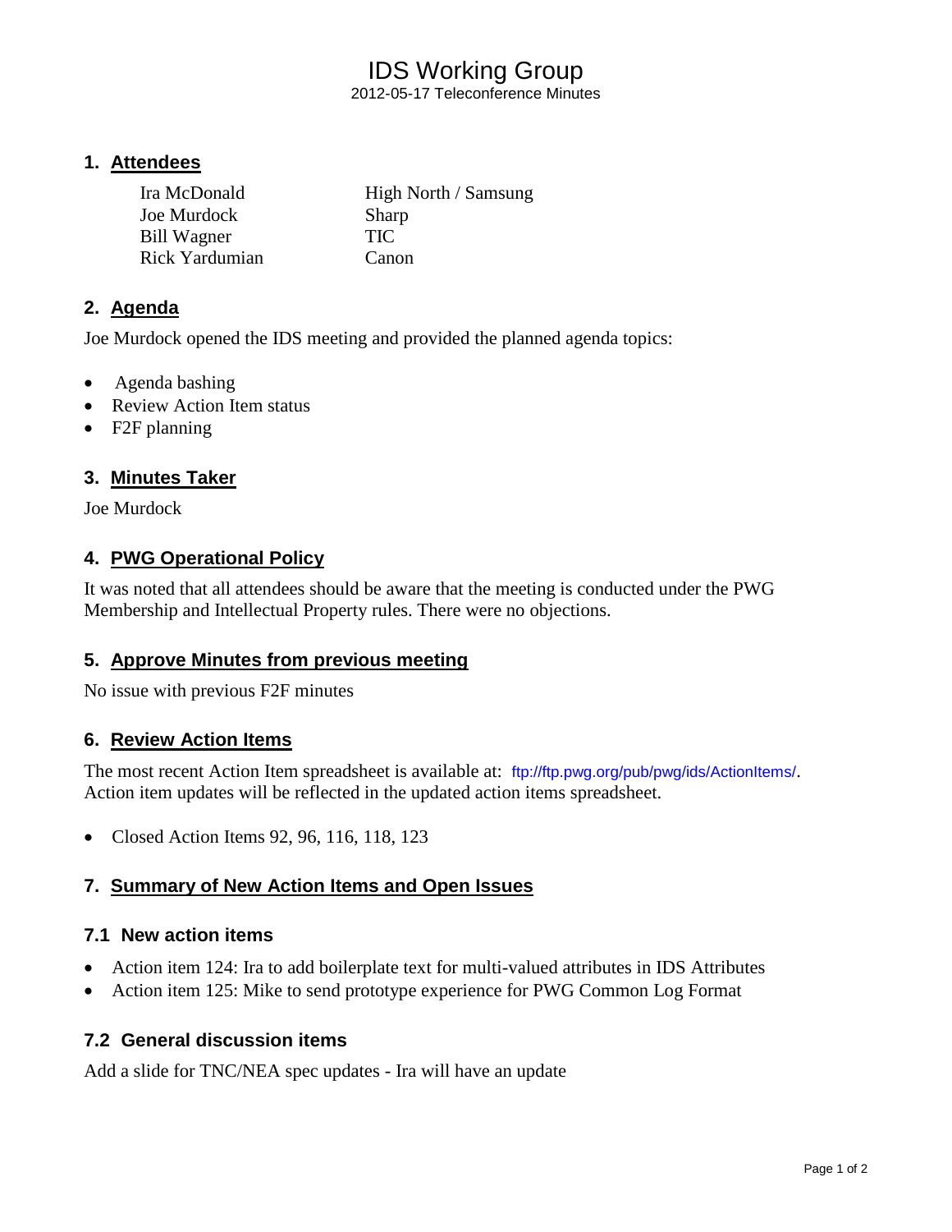# IDS Working Group

2012-05-17 Teleconference Minutes

## 1. Attendees

| | |
|---|---|
| Ira McDonald | High North / Samsung |
| Joe Murdock | Sharp |
| Bill Wagner | TIC |
| Rick Yardumian | Canon |

## 2. Agenda

Joe Murdock opened the IDS meeting and provided the planned agenda topics:

- Agenda bashing
- Review Action Item status
- F2F planning

## 3. Minutes Taker

Joe Murdock

## 4. PWG Operational Policy

It was noted that all attendees should be aware that the meeting is conducted under the PWG Membership and Intellectual Property rules. There were no objections.

## 5. Approve Minutes from previous meeting

No issue with previous F2F minutes

## 6. Review Action Items

The most recent Action Item spreadsheet is available at: ftp://ftp.pwg.org/pub/pwg/ids/ActionItems/. Action item updates will be reflected in the updated action items spreadsheet.

- Closed Action Items 92, 96, 116, 118, 123

## 7. Summary of New Action Items and Open Issues

### 7.1 New action items

- Action item 124: Ira to add boilerplate text for multi-valued attributes in IDS Attributes
- Action item 125: Mike to send prototype experience for PWG Common Log Format

### 7.2 General discussion items

Add a slide for TNC/NEA spec updates - Ira will have an update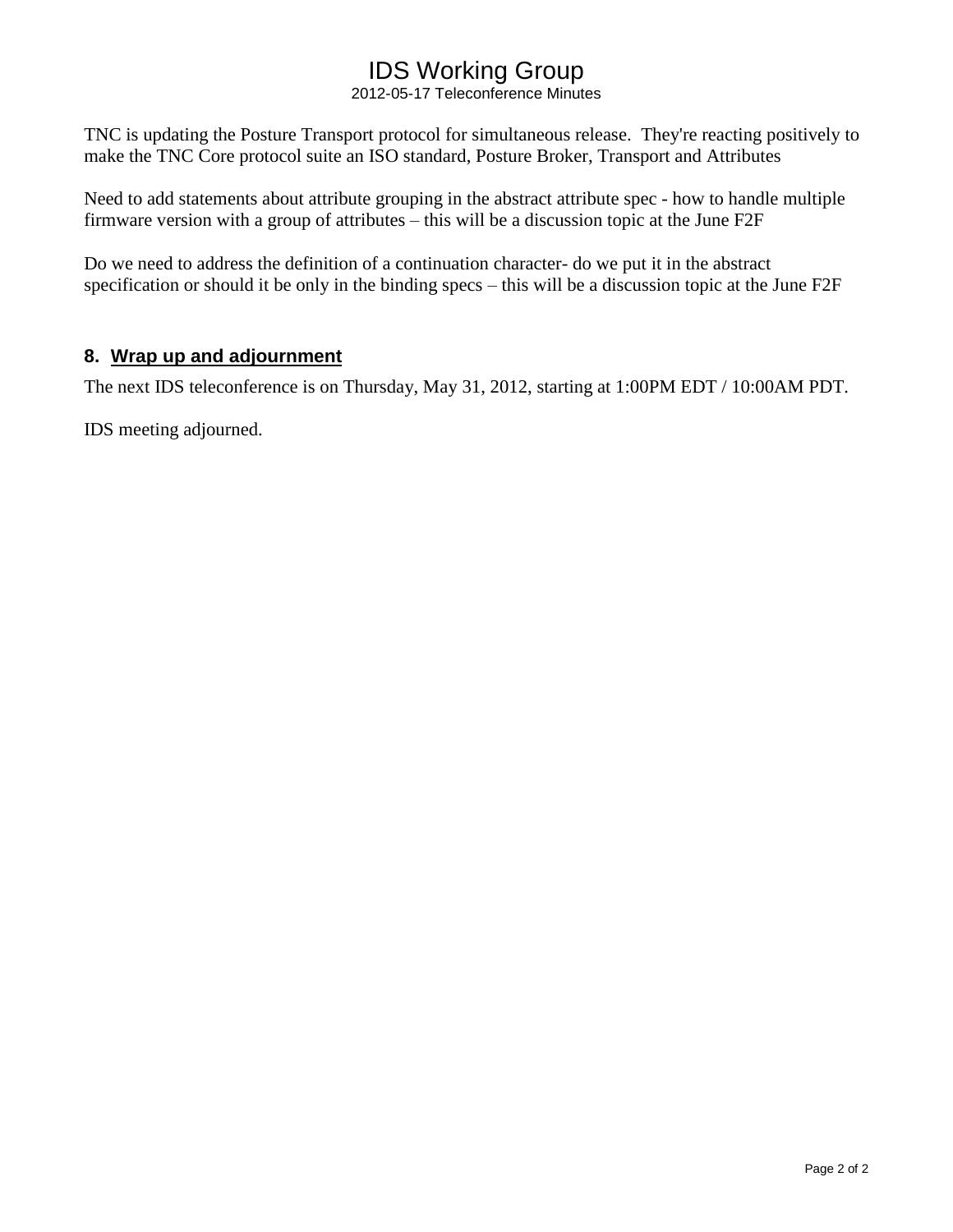TNC is updating the Posture Transport protocol for simultaneous release.  They're reacting positively to make the TNC Core protocol suite an ISO standard, Posture Broker, Transport and Attributes

Need to add statements about attribute grouping in the abstract attribute spec - how to handle multiple firmware version with a group of attributes – this will be a discussion topic at the June F2F

Do we need to address the definition of a continuation character- do we put it in the abstract specification or should it be only in the binding specs – this will be a discussion topic at the June F2F

## 8. Wrap up and adjournment

The next IDS teleconference is on Thursday, May 31, 2012, starting at 1:00PM EDT / 10:00AM PDT.

IDS meeting adjourned.